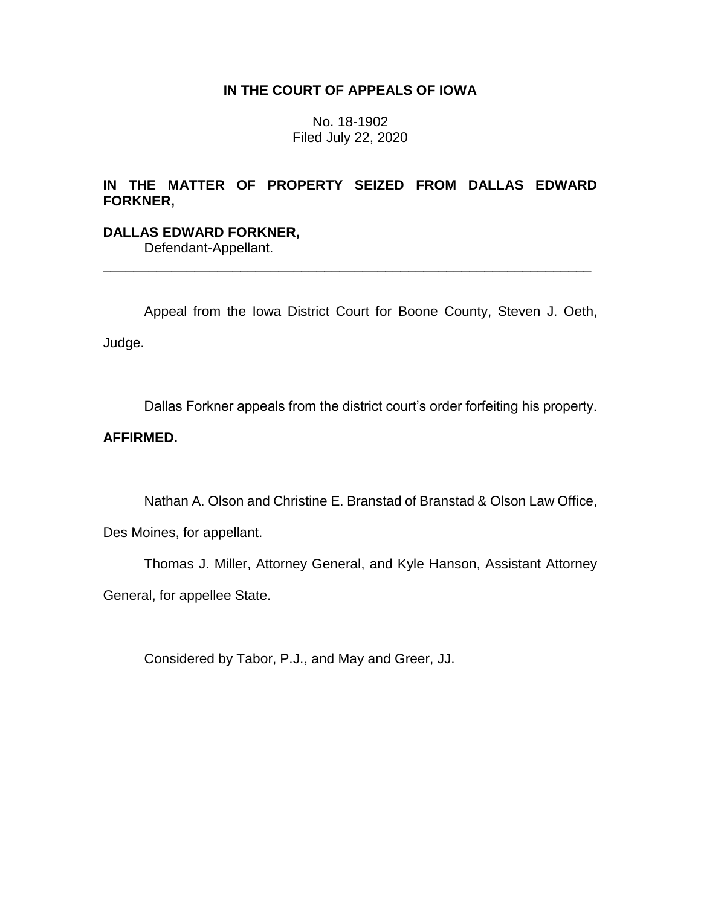**IN THE COURT OF APPEALS OF IOWA**

No. 18-1902
Filed July 22, 2020

**IN THE MATTER OF PROPERTY SEIZED FROM DALLAS EDWARD FORKNER,**

**DALLAS EDWARD FORKNER,**
Defendant-Appellant.

---

Appeal from the Iowa District Court for Boone County, Steven J. Oeth, Judge.

Dallas Forkner appeals from the district court's order forfeiting his property.

**AFFIRMED.**

Nathan A. Olson and Christine E. Branstad of Branstad & Olson Law Office, Des Moines, for appellant.

Thomas J. Miller, Attorney General, and Kyle Hanson, Assistant Attorney General, for appellee State.

Considered by Tabor, P.J., and May and Greer, JJ.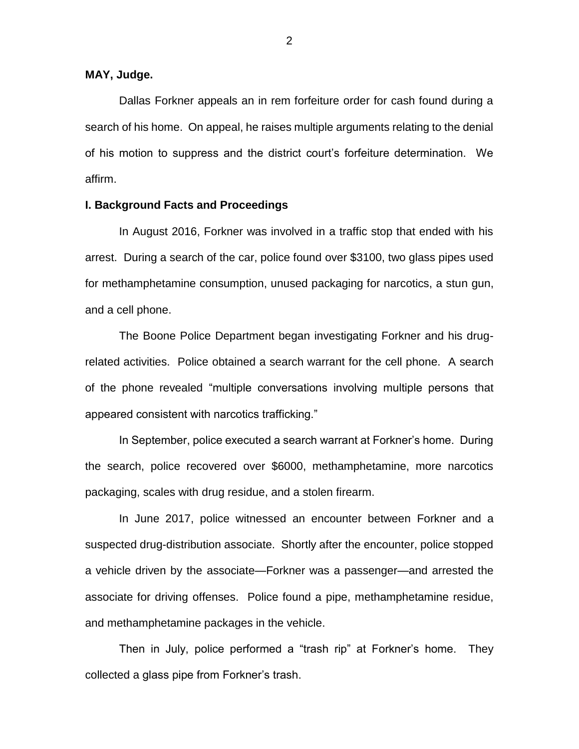**MAY, Judge.**

Dallas Forkner appeals an in rem forfeiture order for cash found during a search of his home. On appeal, he raises multiple arguments relating to the denial of his motion to suppress and the district court's forfeiture determination. We affirm.

## I. Background Facts and Proceedings

In August 2016, Forkner was involved in a traffic stop that ended with his arrest. During a search of the car, police found over $3100, two glass pipes used for methamphetamine consumption, unused packaging for narcotics, a stun gun, and a cell phone.

The Boone Police Department began investigating Forkner and his drug-related activities. Police obtained a search warrant for the cell phone. A search of the phone revealed "multiple conversations involving multiple persons that appeared consistent with narcotics trafficking."

In September, police executed a search warrant at Forkner's home. During the search, police recovered over $6000, methamphetamine, more narcotics packaging, scales with drug residue, and a stolen firearm.

In June 2017, police witnessed an encounter between Forkner and a suspected drug-distribution associate. Shortly after the encounter, police stopped a vehicle driven by the associate—Forkner was a passenger—and arrested the associate for driving offenses. Police found a pipe, methamphetamine residue, and methamphetamine packages in the vehicle.

Then in July, police performed a "trash rip" at Forkner's home. They collected a glass pipe from Forkner's trash.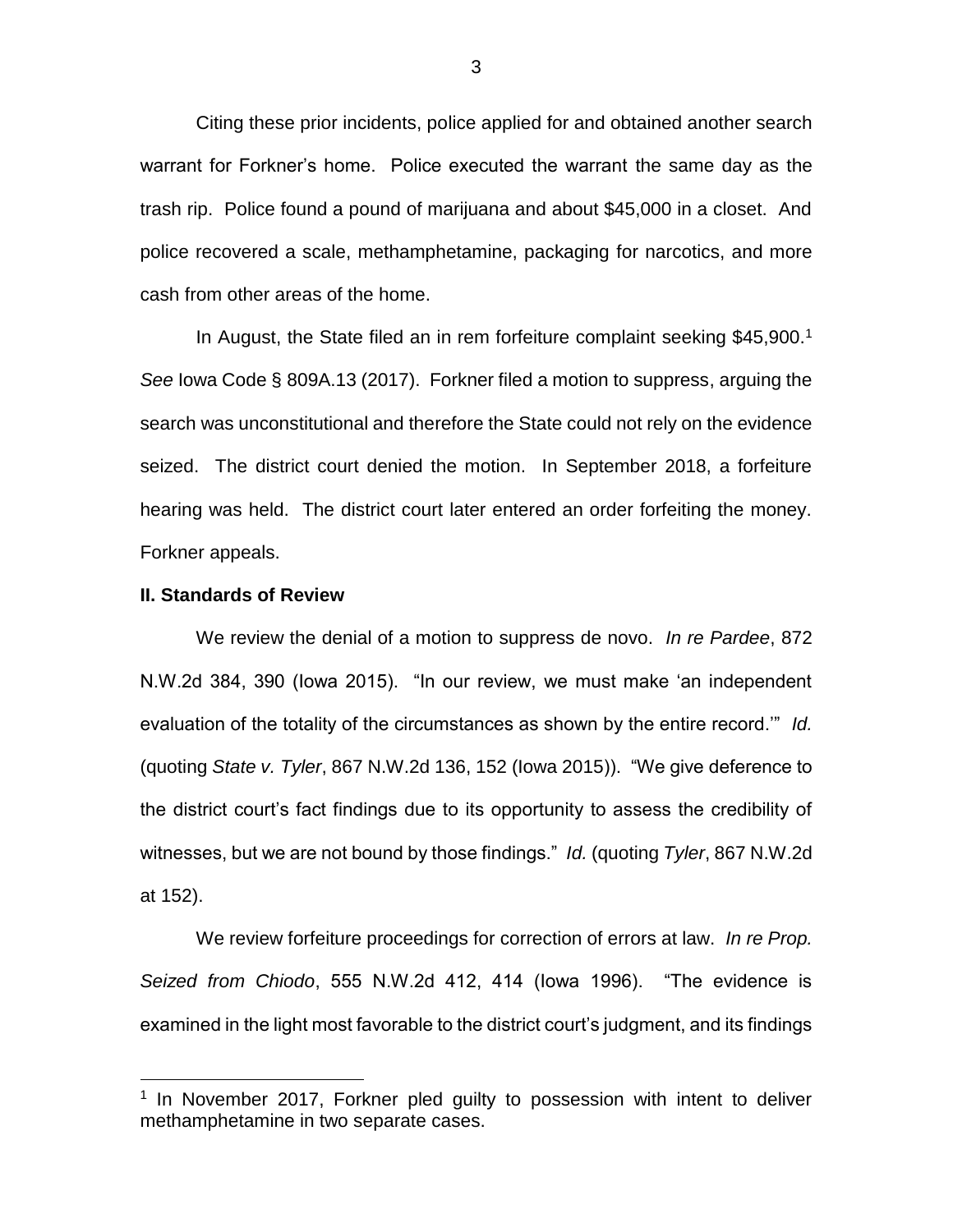Citing these prior incidents, police applied for and obtained another search warrant for Forkner's home. Police executed the warrant the same day as the trash rip. Police found a pound of marijuana and about $45,000 in a closet. And police recovered a scale, methamphetamine, packaging for narcotics, and more cash from other areas of the home.

In August, the State filed an in rem forfeiture complaint seeking $45,900.[1] *See* Iowa Code § 809A.13 (2017). Forkner filed a motion to suppress, arguing the search was unconstitutional and therefore the State could not rely on the evidence seized. The district court denied the motion. In September 2018, a forfeiture hearing was held. The district court later entered an order forfeiting the money. Forkner appeals.

**II. Standards of Review**

We review the denial of a motion to suppress de novo. *In re Pardee*, 872 N.W.2d 384, 390 (Iowa 2015). "In our review, we must make 'an independent evaluation of the totality of the circumstances as shown by the entire record.'" *Id.* (quoting *State v. Tyler*, 867 N.W.2d 136, 152 (Iowa 2015)). "We give deference to the district court's fact findings due to its opportunity to assess the credibility of witnesses, but we are not bound by those findings." *Id.* (quoting *Tyler*, 867 N.W.2d at 152).

We review forfeiture proceedings for correction of errors at law. *In re Prop. Seized from Chiodo*, 555 N.W.2d 412, 414 (Iowa 1996). "The evidence is examined in the light most favorable to the district court's judgment, and its findings

[1] In November 2017, Forkner pled guilty to possession with intent to deliver methamphetamine in two separate cases.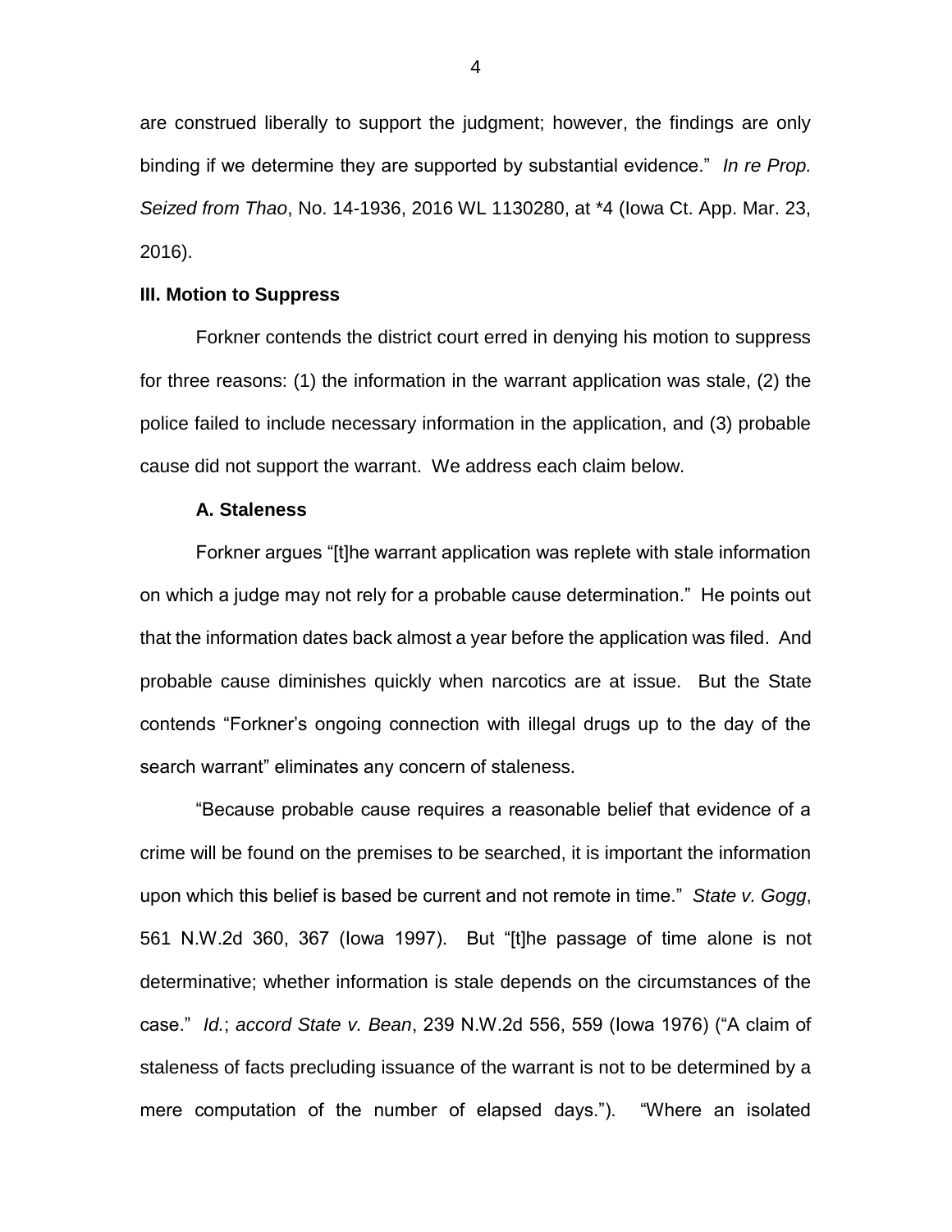are construed liberally to support the judgment; however, the findings are only binding if we determine they are supported by substantial evidence." *In re Prop. Seized from Thao*, No. 14-1936, 2016 WL 1130280, at *4 (Iowa Ct. App. Mar. 23, 2016).

### III. Motion to Suppress

Forkner contends the district court erred in denying his motion to suppress for three reasons: (1) the information in the warrant application was stale, (2) the police failed to include necessary information in the application, and (3) probable cause did not support the warrant. We address each claim below.

#### A. Staleness

Forkner argues "[t]he warrant application was replete with stale information on which a judge may not rely for a probable cause determination." He points out that the information dates back almost a year before the application was filed. And probable cause diminishes quickly when narcotics are at issue. But the State contends "Forkner's ongoing connection with illegal drugs up to the day of the search warrant" eliminates any concern of staleness.

"Because probable cause requires a reasonable belief that evidence of a crime will be found on the premises to be searched, it is important the information upon which this belief is based be current and not remote in time." *State v. Gogg*, 561 N.W.2d 360, 367 (Iowa 1997). But "[t]he passage of time alone is not determinative; whether information is stale depends on the circumstances of the case." *Id.*; *accord State v. Bean*, 239 N.W.2d 556, 559 (Iowa 1976) ("A claim of staleness of facts precluding issuance of the warrant is not to be determined by a mere computation of the number of elapsed days."). "Where an isolated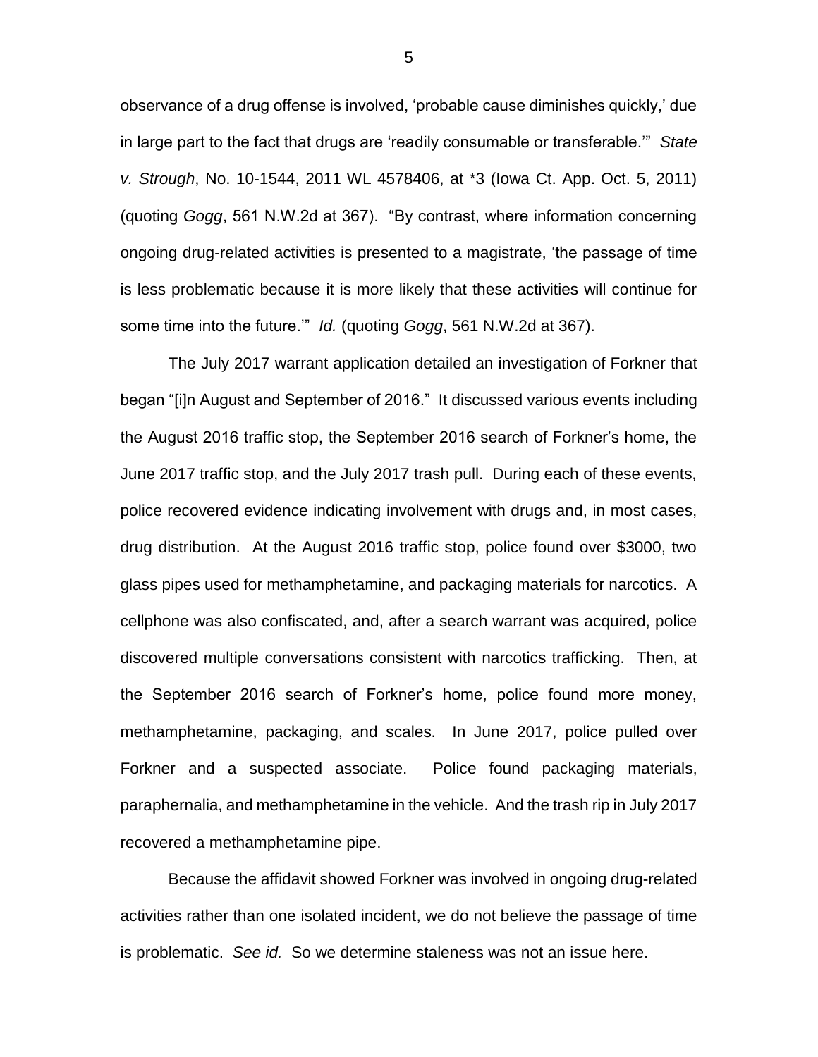observance of a drug offense is involved, 'probable cause diminishes quickly,' due in large part to the fact that drugs are 'readily consumable or transferable.'" *State v. Strough*, No. 10-1544, 2011 WL 4578406, at *3 (Iowa Ct. App. Oct. 5, 2011) (quoting *Gogg*, 561 N.W.2d at 367). "By contrast, where information concerning ongoing drug-related activities is presented to a magistrate, 'the passage of time is less problematic because it is more likely that these activities will continue for some time into the future.'" *Id.* (quoting *Gogg*, 561 N.W.2d at 367).

The July 2017 warrant application detailed an investigation of Forkner that began "[i]n August and September of 2016." It discussed various events including the August 2016 traffic stop, the September 2016 search of Forkner's home, the June 2017 traffic stop, and the July 2017 trash pull. During each of these events, police recovered evidence indicating involvement with drugs and, in most cases, drug distribution. At the August 2016 traffic stop, police found over $3000, two glass pipes used for methamphetamine, and packaging materials for narcotics. A cellphone was also confiscated, and, after a search warrant was acquired, police discovered multiple conversations consistent with narcotics trafficking. Then, at the September 2016 search of Forkner's home, police found more money, methamphetamine, packaging, and scales. In June 2017, police pulled over Forkner and a suspected associate. Police found packaging materials, paraphernalia, and methamphetamine in the vehicle. And the trash rip in July 2017 recovered a methamphetamine pipe.

Because the affidavit showed Forkner was involved in ongoing drug-related activities rather than one isolated incident, we do not believe the passage of time is problematic. *See id.* So we determine staleness was not an issue here.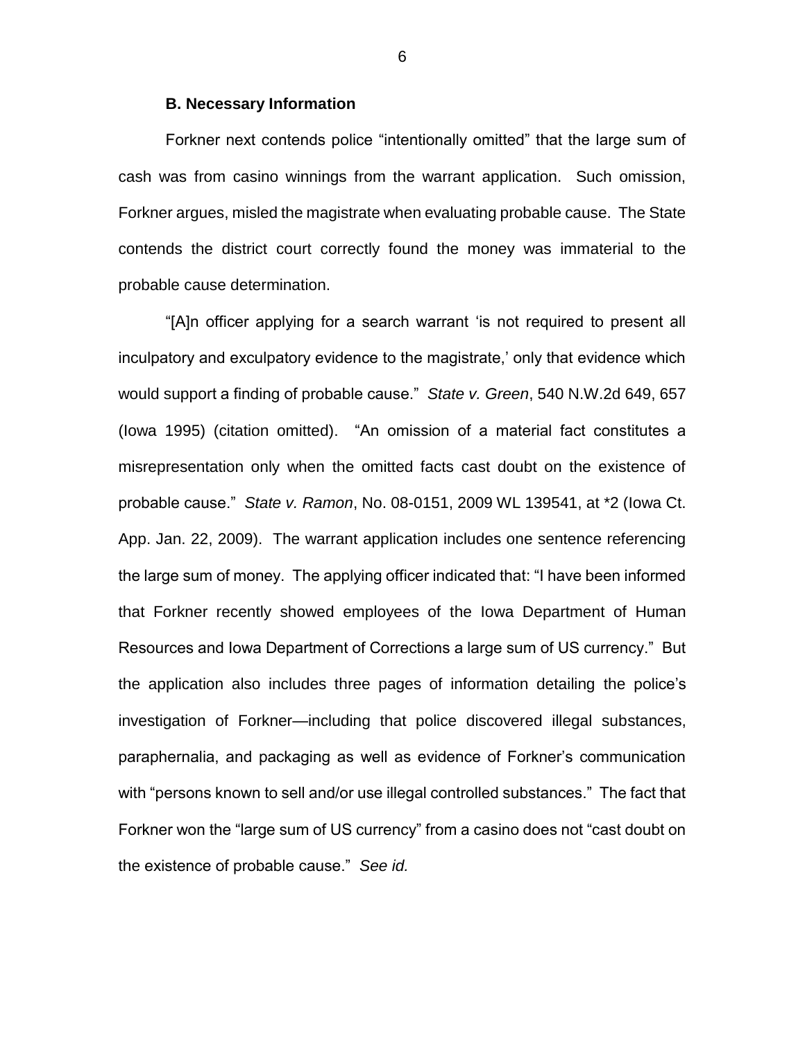### B. Necessary Information

Forkner next contends police "intentionally omitted" that the large sum of cash was from casino winnings from the warrant application. Such omission, Forkner argues, misled the magistrate when evaluating probable cause. The State contends the district court correctly found the money was immaterial to the probable cause determination.

"[A]n officer applying for a search warrant 'is not required to present all inculpatory and exculpatory evidence to the magistrate,' only that evidence which would support a finding of probable cause." *State v. Green*, 540 N.W.2d 649, 657 (Iowa 1995) (citation omitted). "An omission of a material fact constitutes a misrepresentation only when the omitted facts cast doubt on the existence of probable cause." *State v. Ramon*, No. 08-0151, 2009 WL 139541, at *2 (Iowa Ct. App. Jan. 22, 2009). The warrant application includes one sentence referencing the large sum of money. The applying officer indicated that: "I have been informed that Forkner recently showed employees of the Iowa Department of Human Resources and Iowa Department of Corrections a large sum of US currency." But the application also includes three pages of information detailing the police's investigation of Forkner—including that police discovered illegal substances, paraphernalia, and packaging as well as evidence of Forkner's communication with "persons known to sell and/or use illegal controlled substances." The fact that Forkner won the "large sum of US currency" from a casino does not "cast doubt on the existence of probable cause." *See id.*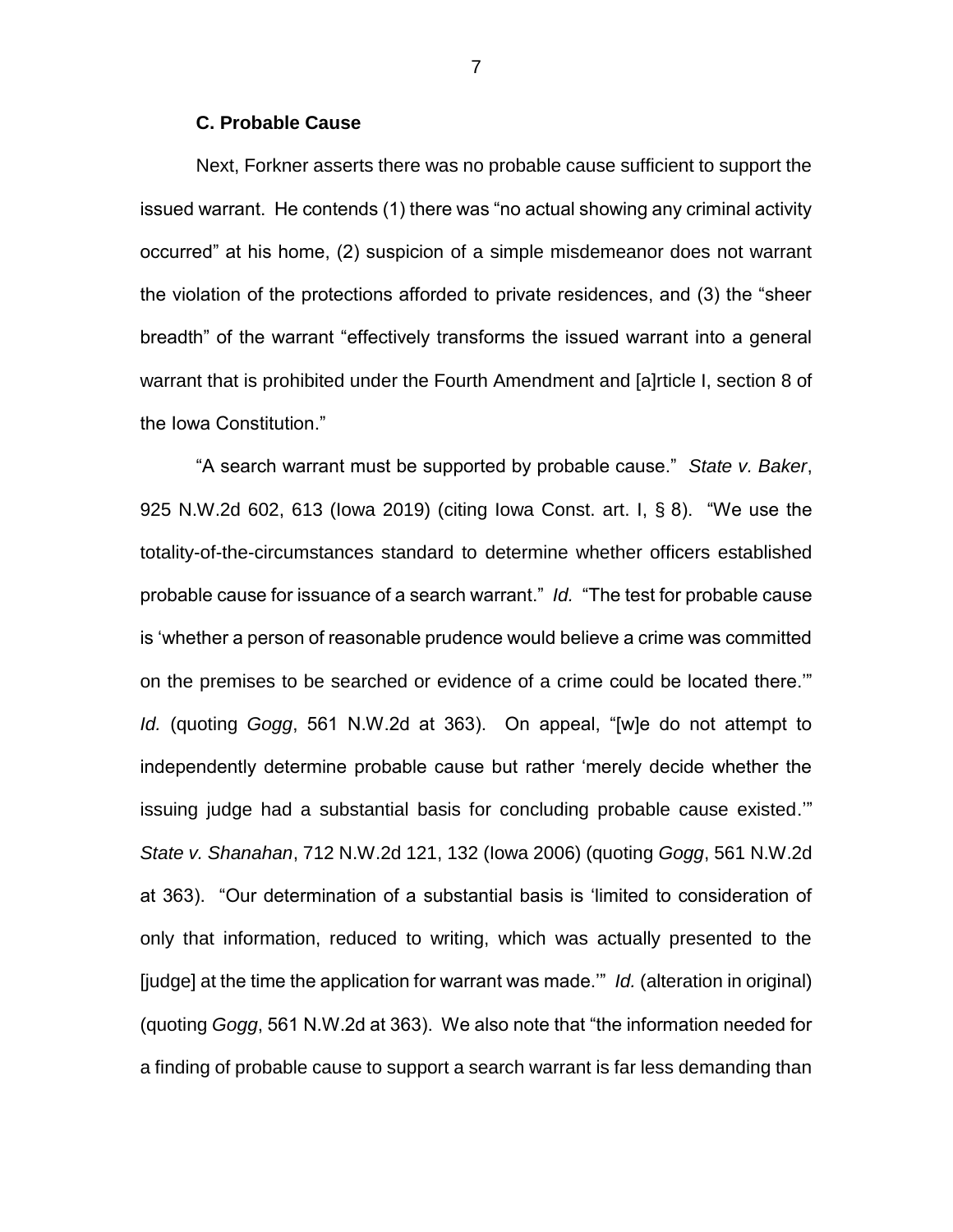### C. Probable Cause

Next, Forkner asserts there was no probable cause sufficient to support the issued warrant. He contends (1) there was "no actual showing any criminal activity occurred" at his home, (2) suspicion of a simple misdemeanor does not warrant the violation of the protections afforded to private residences, and (3) the "sheer breadth" of the warrant "effectively transforms the issued warrant into a general warrant that is prohibited under the Fourth Amendment and [a]rticle I, section 8 of the Iowa Constitution."

"A search warrant must be supported by probable cause." *State v. Baker*, 925 N.W.2d 602, 613 (Iowa 2019) (citing Iowa Const. art. I, § 8). "We use the totality-of-the-circumstances standard to determine whether officers established probable cause for issuance of a search warrant." *Id.* "The test for probable cause is 'whether a person of reasonable prudence would believe a crime was committed on the premises to be searched or evidence of a crime could be located there.'" *Id.* (quoting *Gogg*, 561 N.W.2d at 363). On appeal, "[w]e do not attempt to independently determine probable cause but rather 'merely decide whether the issuing judge had a substantial basis for concluding probable cause existed.'" *State v. Shanahan*, 712 N.W.2d 121, 132 (Iowa 2006) (quoting *Gogg*, 561 N.W.2d at 363). "Our determination of a substantial basis is 'limited to consideration of only that information, reduced to writing, which was actually presented to the [judge] at the time the application for warrant was made.'" *Id.* (alteration in original) (quoting *Gogg*, 561 N.W.2d at 363). We also note that "the information needed for a finding of probable cause to support a search warrant is far less demanding than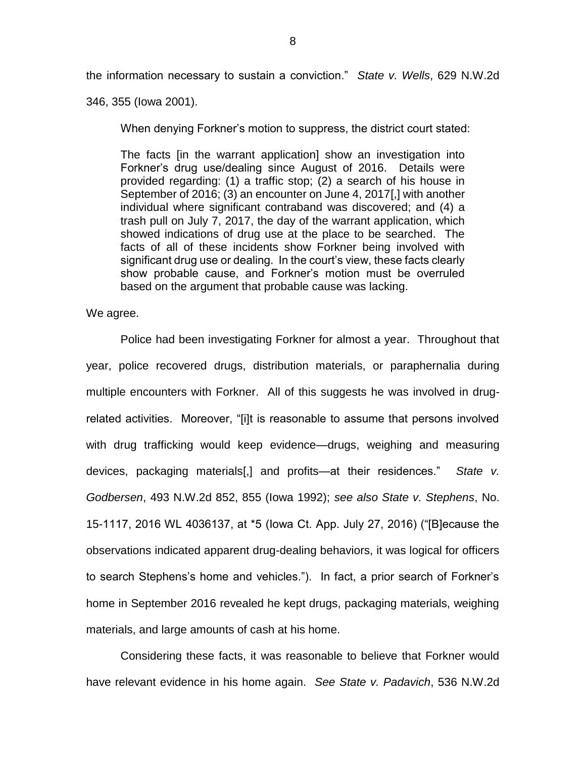the information necessary to sustain a conviction." *State v. Wells*, 629 N.W.2d 346, 355 (Iowa 2001).

When denying Forkner's motion to suppress, the district court stated:

> The facts [in the warrant application] show an investigation into Forkner's drug use/dealing since August of 2016. Details were provided regarding: (1) a traffic stop; (2) a search of his house in September of 2016; (3) an encounter on June 4, 2017[,] with another individual where significant contraband was discovered; and (4) a trash pull on July 7, 2017, the day of the warrant application, which showed indications of drug use at the place to be searched. The facts of all of these incidents show Forkner being involved with significant drug use or dealing. In the court's view, these facts clearly show probable cause, and Forkner's motion must be overruled based on the argument that probable cause was lacking.

We agree.

Police had been investigating Forkner for almost a year. Throughout that year, police recovered drugs, distribution materials, or paraphernalia during multiple encounters with Forkner. All of this suggests he was involved in drug-related activities. Moreover, "[i]t is reasonable to assume that persons involved with drug trafficking would keep evidence—drugs, weighing and measuring devices, packaging materials[,] and profits—at their residences." *State v. Godbersen*, 493 N.W.2d 852, 855 (Iowa 1992); *see also State v. Stephens*, No. 15-1117, 2016 WL 4036137, at \*5 (Iowa Ct. App. July 27, 2016) ("[B]ecause the observations indicated apparent drug-dealing behaviors, it was logical for officers to search Stephens's home and vehicles."). In fact, a prior search of Forkner's home in September 2016 revealed he kept drugs, packaging materials, weighing materials, and large amounts of cash at his home.

Considering these facts, it was reasonable to believe that Forkner would have relevant evidence in his home again. *See State v. Padavich*, 536 N.W.2d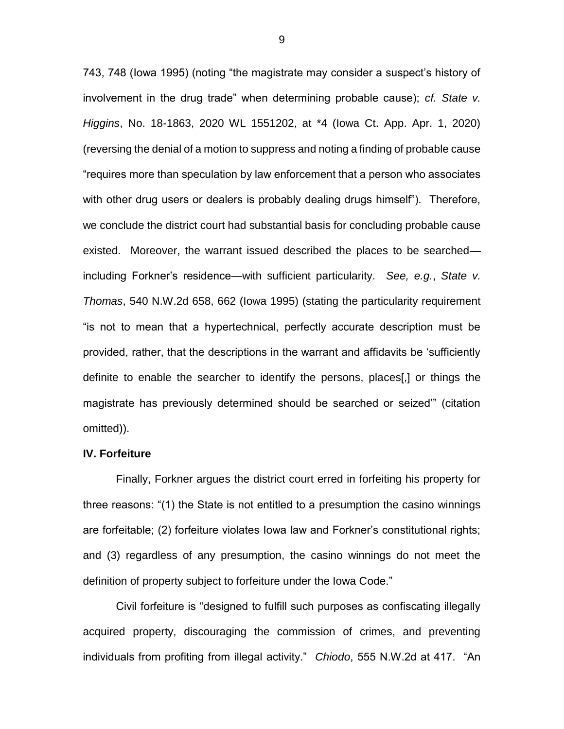743, 748 (Iowa 1995) (noting "the magistrate may consider a suspect's history of involvement in the drug trade" when determining probable cause); *cf. State v. Higgins*, No. 18-1863, 2020 WL 1551202, at *4 (Iowa Ct. App. Apr. 1, 2020) (reversing the denial of a motion to suppress and noting a finding of probable cause "requires more than speculation by law enforcement that a person who associates with other drug users or dealers is probably dealing drugs himself"). Therefore, we conclude the district court had substantial basis for concluding probable cause existed. Moreover, the warrant issued described the places to be searched—including Forkner's residence—with sufficient particularity. *See, e.g.*, *State v. Thomas*, 540 N.W.2d 658, 662 (Iowa 1995) (stating the particularity requirement "is not to mean that a hypertechnical, perfectly accurate description must be provided, rather, that the descriptions in the warrant and affidavits be 'sufficiently definite to enable the searcher to identify the persons, places[,] or things the magistrate has previously determined should be searched or seized'" (citation omitted)).

**IV. Forfeiture**

Finally, Forkner argues the district court erred in forfeiting his property for three reasons: "(1) the State is not entitled to a presumption the casino winnings are forfeitable; (2) forfeiture violates Iowa law and Forkner's constitutional rights; and (3) regardless of any presumption, the casino winnings do not meet the definition of property subject to forfeiture under the Iowa Code."

Civil forfeiture is "designed to fulfill such purposes as confiscating illegally acquired property, discouraging the commission of crimes, and preventing individuals from profiting from illegal activity." *Chiodo*, 555 N.W.2d at 417. "An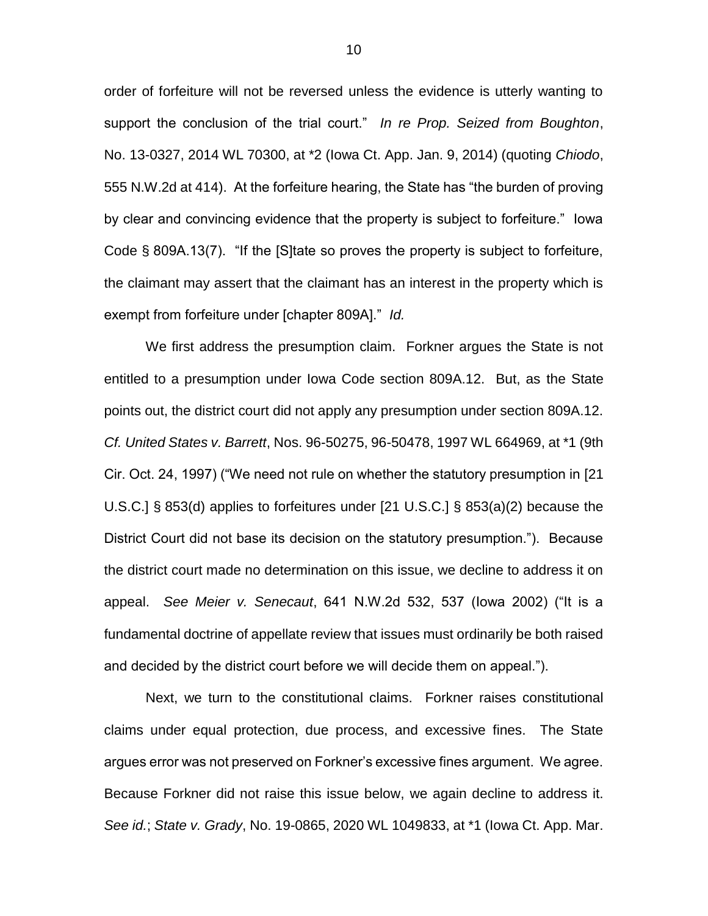order of forfeiture will not be reversed unless the evidence is utterly wanting to support the conclusion of the trial court." *In re Prop. Seized from Boughton*, No. 13-0327, 2014 WL 70300, at *2 (Iowa Ct. App. Jan. 9, 2014) (quoting *Chiodo*, 555 N.W.2d at 414). At the forfeiture hearing, the State has "the burden of proving by clear and convincing evidence that the property is subject to forfeiture." Iowa Code § 809A.13(7). "If the [S]tate so proves the property is subject to forfeiture, the claimant may assert that the claimant has an interest in the property which is exempt from forfeiture under [chapter 809A]." *Id.*

We first address the presumption claim. Forkner argues the State is not entitled to a presumption under Iowa Code section 809A.12. But, as the State points out, the district court did not apply any presumption under section 809A.12. *Cf. United States v. Barrett*, Nos. 96-50275, 96-50478, 1997 WL 664969, at *1 (9th Cir. Oct. 24, 1997) ("We need not rule on whether the statutory presumption in [21 U.S.C.] § 853(d) applies to forfeitures under [21 U.S.C.] § 853(a)(2) because the District Court did not base its decision on the statutory presumption."). Because the district court made no determination on this issue, we decline to address it on appeal. *See Meier v. Senecaut*, 641 N.W.2d 532, 537 (Iowa 2002) ("It is a fundamental doctrine of appellate review that issues must ordinarily be both raised and decided by the district court before we will decide them on appeal.").

Next, we turn to the constitutional claims. Forkner raises constitutional claims under equal protection, due process, and excessive fines. The State argues error was not preserved on Forkner's excessive fines argument. We agree. Because Forkner did not raise this issue below, we again decline to address it. *See id.*; *State v. Grady*, No. 19-0865, 2020 WL 1049833, at *1 (Iowa Ct. App. Mar.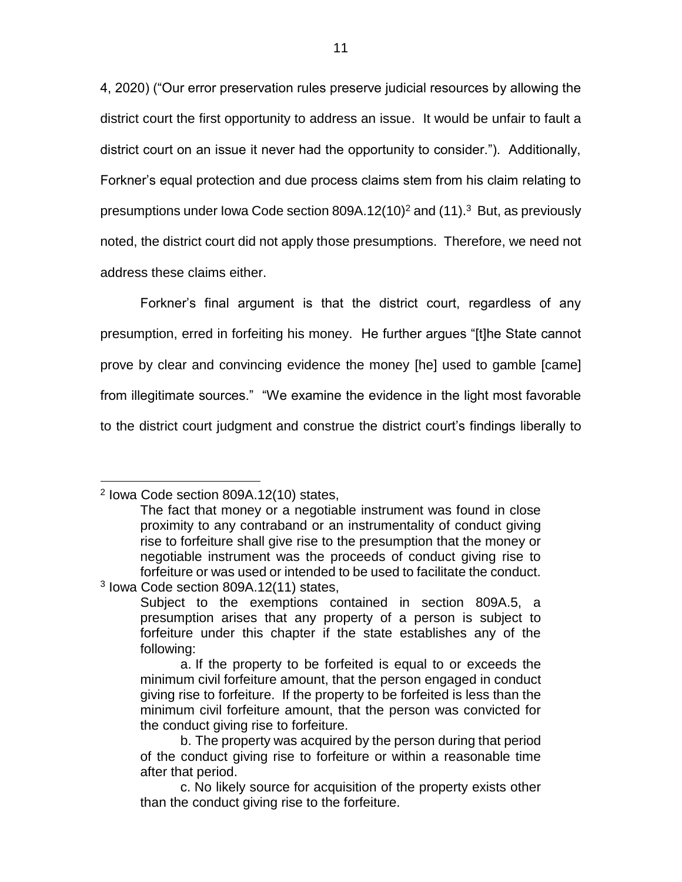4, 2020) ("Our error preservation rules preserve judicial resources by allowing the district court the first opportunity to address an issue. It would be unfair to fault a district court on an issue it never had the opportunity to consider."). Additionally, Forkner's equal protection and due process claims stem from his claim relating to presumptions under Iowa Code section 809A.12(10)[2] and (11).[3] But, as previously noted, the district court did not apply those presumptions. Therefore, we need not address these claims either.

Forkner's final argument is that the district court, regardless of any presumption, erred in forfeiting his money. He further argues "[t]he State cannot prove by clear and convincing evidence the money [he] used to gamble [came] from illegitimate sources." "We examine the evidence in the light most favorable to the district court judgment and construe the district court's findings liberally to

---

[2] Iowa Code section 809A.12(10) states,

> The fact that money or a negotiable instrument was found in close proximity to any contraband or an instrumentality of conduct giving rise to forfeiture shall give rise to the presumption that the money or negotiable instrument was the proceeds of conduct giving rise to forfeiture or was used or intended to be used to facilitate the conduct.

[3] Iowa Code section 809A.12(11) states,

> Subject to the exemptions contained in section 809A.5, a presumption arises that any property of a person is subject to forfeiture under this chapter if the state establishes any of the following:
>
> a. If the property to be forfeited is equal to or exceeds the minimum civil forfeiture amount, that the person engaged in conduct giving rise to forfeiture. If the property to be forfeited is less than the minimum civil forfeiture amount, that the person was convicted for the conduct giving rise to forfeiture.
>
> b. The property was acquired by the person during that period of the conduct giving rise to forfeiture or within a reasonable time after that period.
>
> c. No likely source for acquisition of the property exists other than the conduct giving rise to the forfeiture.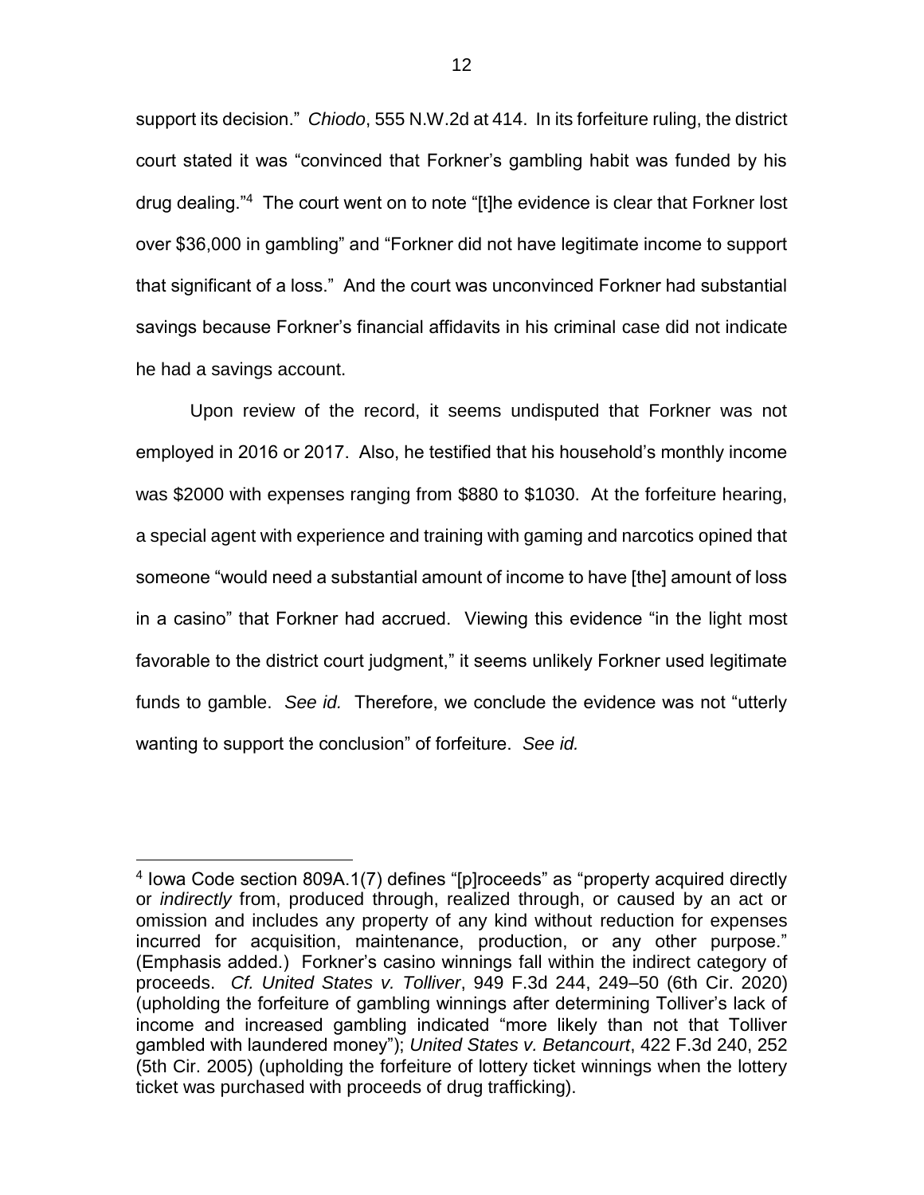support its decision." *Chiodo*, 555 N.W.2d at 414. In its forfeiture ruling, the district court stated it was "convinced that Forkner's gambling habit was funded by his drug dealing."[4] The court went on to note "[t]he evidence is clear that Forkner lost over $36,000 in gambling" and "Forkner did not have legitimate income to support that significant of a loss." And the court was unconvinced Forkner had substantial savings because Forkner's financial affidavits in his criminal case did not indicate he had a savings account.

Upon review of the record, it seems undisputed that Forkner was not employed in 2016 or 2017. Also, he testified that his household's monthly income was $2000 with expenses ranging from $880 to $1030. At the forfeiture hearing, a special agent with experience and training with gaming and narcotics opined that someone "would need a substantial amount of income to have [the] amount of loss in a casino" that Forkner had accrued. Viewing this evidence "in the light most favorable to the district court judgment," it seems unlikely Forkner used legitimate funds to gamble. *See id.* Therefore, we conclude the evidence was not "utterly wanting to support the conclusion" of forfeiture. *See id.*

---

[4] Iowa Code section 809A.1(7) defines "[p]roceeds" as "property acquired directly or *indirectly* from, produced through, realized through, or caused by an act or omission and includes any property of any kind without reduction for expenses incurred for acquisition, maintenance, production, or any other purpose." (Emphasis added.) Forkner's casino winnings fall within the indirect category of proceeds. *Cf. United States v. Tolliver*, 949 F.3d 244, 249–50 (6th Cir. 2020) (upholding the forfeiture of gambling winnings after determining Tolliver's lack of income and increased gambling indicated "more likely than not that Tolliver gambled with laundered money"); *United States v. Betancourt*, 422 F.3d 240, 252 (5th Cir. 2005) (upholding the forfeiture of lottery ticket winnings when the lottery ticket was purchased with proceeds of drug trafficking).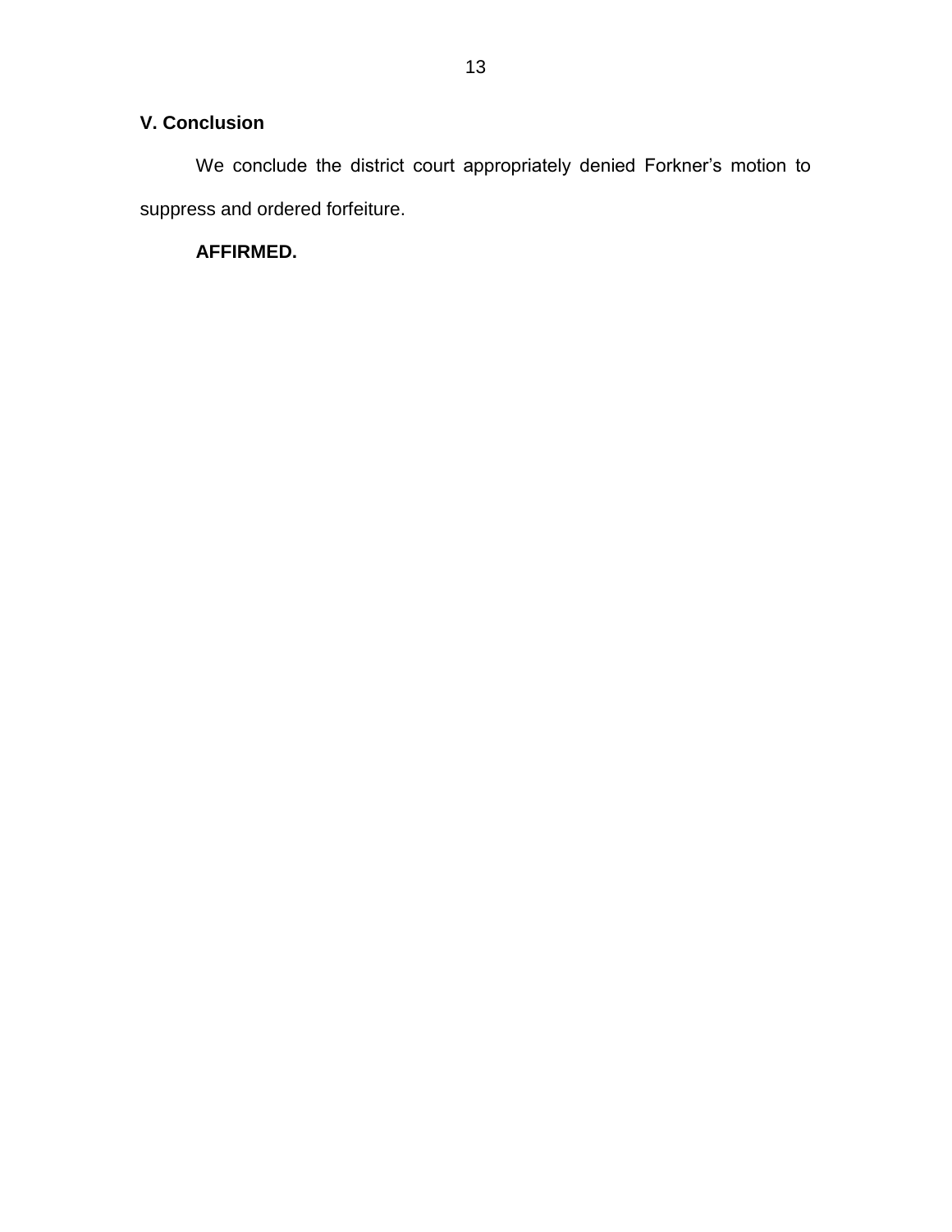## V. Conclusion

We conclude the district court appropriately denied Forkner's motion to suppress and ordered forfeiture.

**AFFIRMED.**